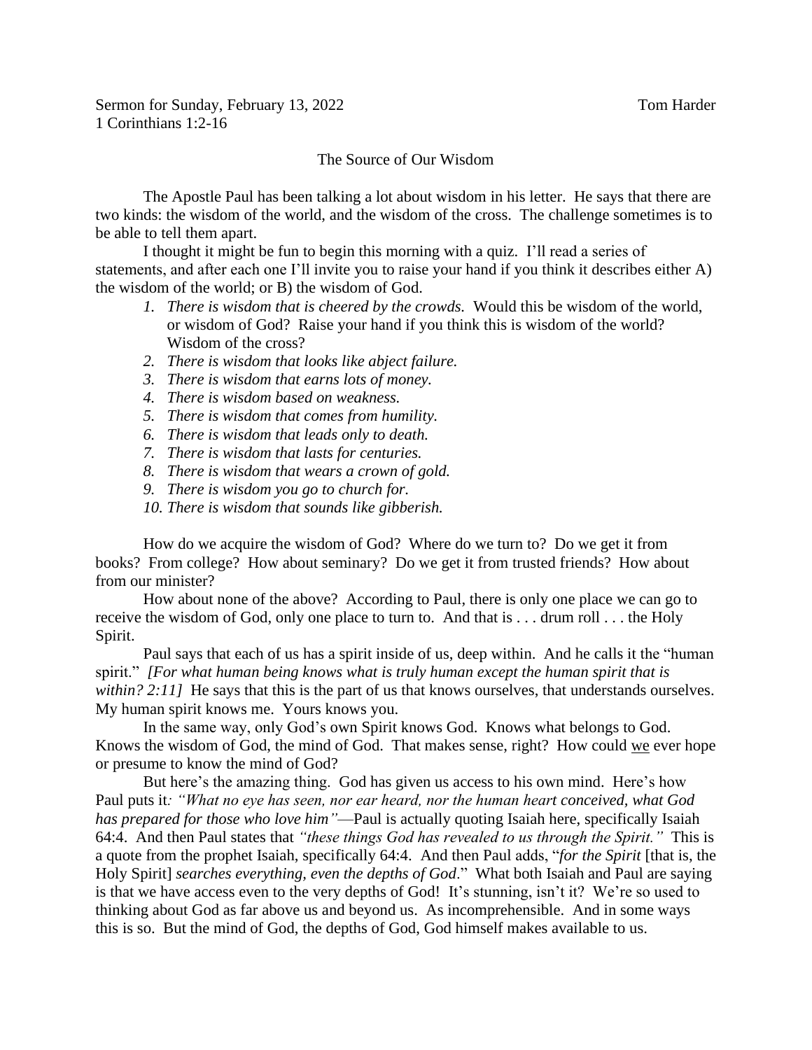Sermon for Sunday, February 13, 2022 Tom Harder
1 Corinthians 1:2-16

## The Source of Our Wisdom

The Apostle Paul has been talking a lot about wisdom in his letter. He says that there are two kinds: the wisdom of the world, and the wisdom of the cross. The challenge sometimes is to be able to tell them apart.

I thought it might be fun to begin this morning with a quiz. I'll read a series of statements, and after each one I'll invite you to raise your hand if you think it describes either A) the wisdom of the world; or B) the wisdom of God.

1. *There is wisdom that is cheered by the crowds.* Would this be wisdom of the world, or wisdom of God? Raise your hand if you think this is wisdom of the world? Wisdom of the cross?
2. *There is wisdom that looks like abject failure.*
3. *There is wisdom that earns lots of money.*
4. *There is wisdom based on weakness.*
5. *There is wisdom that comes from humility.*
6. *There is wisdom that leads only to death.*
7. *There is wisdom that lasts for centuries.*
8. *There is wisdom that wears a crown of gold.*
9. *There is wisdom you go to church for.*
10. *There is wisdom that sounds like gibberish.*

How do we acquire the wisdom of God? Where do we turn to? Do we get it from books? From college? How about seminary? Do we get it from trusted friends? How about from our minister?

How about none of the above? According to Paul, there is only one place we can go to receive the wisdom of God, only one place to turn to. And that is . . . drum roll . . . the Holy Spirit.

Paul says that each of us has a spirit inside of us, deep within. And he calls it the "human spirit." *[For what human being knows what is truly human except the human spirit that is within? 2:11]* He says that this is the part of us that knows ourselves, that understands ourselves. My human spirit knows me. Yours knows you.

In the same way, only God's own Spirit knows God. Knows what belongs to God. Knows the wisdom of God, the mind of God. That makes sense, right? How could <u>we</u> ever hope or presume to know the mind of God?

But here's the amazing thing. God has given us access to his own mind. Here's how Paul puts it*: "What no eye has seen, nor ear heard, nor the human heart conceived, what God has prepared for those who love him"*—Paul is actually quoting Isaiah here, specifically Isaiah 64:4. And then Paul states that *"these things God has revealed to us through the Spirit."* This is a quote from the prophet Isaiah, specifically 64:4. And then Paul adds, "*for the Spirit* [that is, the Holy Spirit] *searches everything, even the depths of God*." What both Isaiah and Paul are saying is that we have access even to the very depths of God! It's stunning, isn't it? We're so used to thinking about God as far above us and beyond us. As incomprehensible. And in some ways this is so. But the mind of God, the depths of God, God himself makes available to us.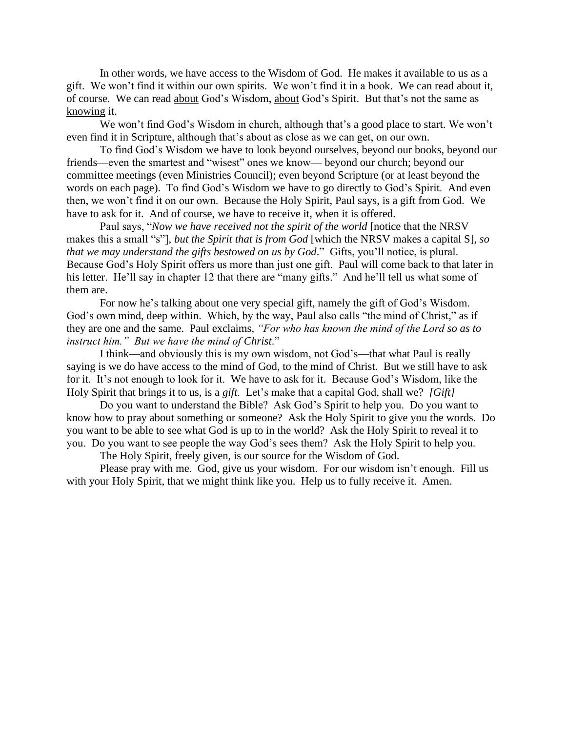In other words, we have access to the Wisdom of God. He makes it available to us as a gift. We won't find it within our own spirits. We won't find it in a book. We can read <u>about</u> it, of course. We can read <u>about</u> God's Wisdom, <u>about</u> God's Spirit. But that's not the same as <u>knowing</u> it.

We won't find God's Wisdom in church, although that's a good place to start. We won't even find it in Scripture, although that's about as close as we can get, on our own.

To find God's Wisdom we have to look beyond ourselves, beyond our books, beyond our friends—even the smartest and "wisest" ones we know— beyond our church; beyond our committee meetings (even Ministries Council); even beyond Scripture (or at least beyond the words on each page). To find God's Wisdom we have to go directly to God's Spirit. And even then, we won't find it on our own. Because the Holy Spirit, Paul says, is a gift from God. We have to ask for it. And of course, we have to receive it, when it is offered.

Paul says, "*Now we have received not the spirit of the world* [notice that the NRSV makes this a small "s"], *but the Spirit that is from God* [which the NRSV makes a capital S], *so that we may understand the gifts bestowed on us by God*." Gifts, you'll notice, is plural. Because God's Holy Spirit offers us more than just one gift. Paul will come back to that later in his letter. He'll say in chapter 12 that there are "many gifts." And he'll tell us what some of them are.

For now he's talking about one very special gift, namely the gift of God's Wisdom. God's own mind, deep within. Which, by the way, Paul also calls "the mind of Christ," as if they are one and the same. Paul exclaims, *"For who has known the mind of the Lord so as to instruct him." But we have the mind of Christ*."

I think—and obviously this is my own wisdom, not God's—that what Paul is really saying is we do have access to the mind of God, to the mind of Christ. But we still have to ask for it. It's not enough to look for it. We have to ask for it. Because God's Wisdom, like the Holy Spirit that brings it to us, is a *gift*. Let's make that a capital God, shall we? *[Gift]*

Do you want to understand the Bible? Ask God's Spirit to help you. Do you want to know how to pray about something or someone? Ask the Holy Spirit to give you the words. Do you want to be able to see what God is up to in the world? Ask the Holy Spirit to reveal it to you. Do you want to see people the way God's sees them? Ask the Holy Spirit to help you.

The Holy Spirit, freely given, is our source for the Wisdom of God.

Please pray with me. God, give us your wisdom. For our wisdom isn't enough. Fill us with your Holy Spirit, that we might think like you. Help us to fully receive it. Amen.